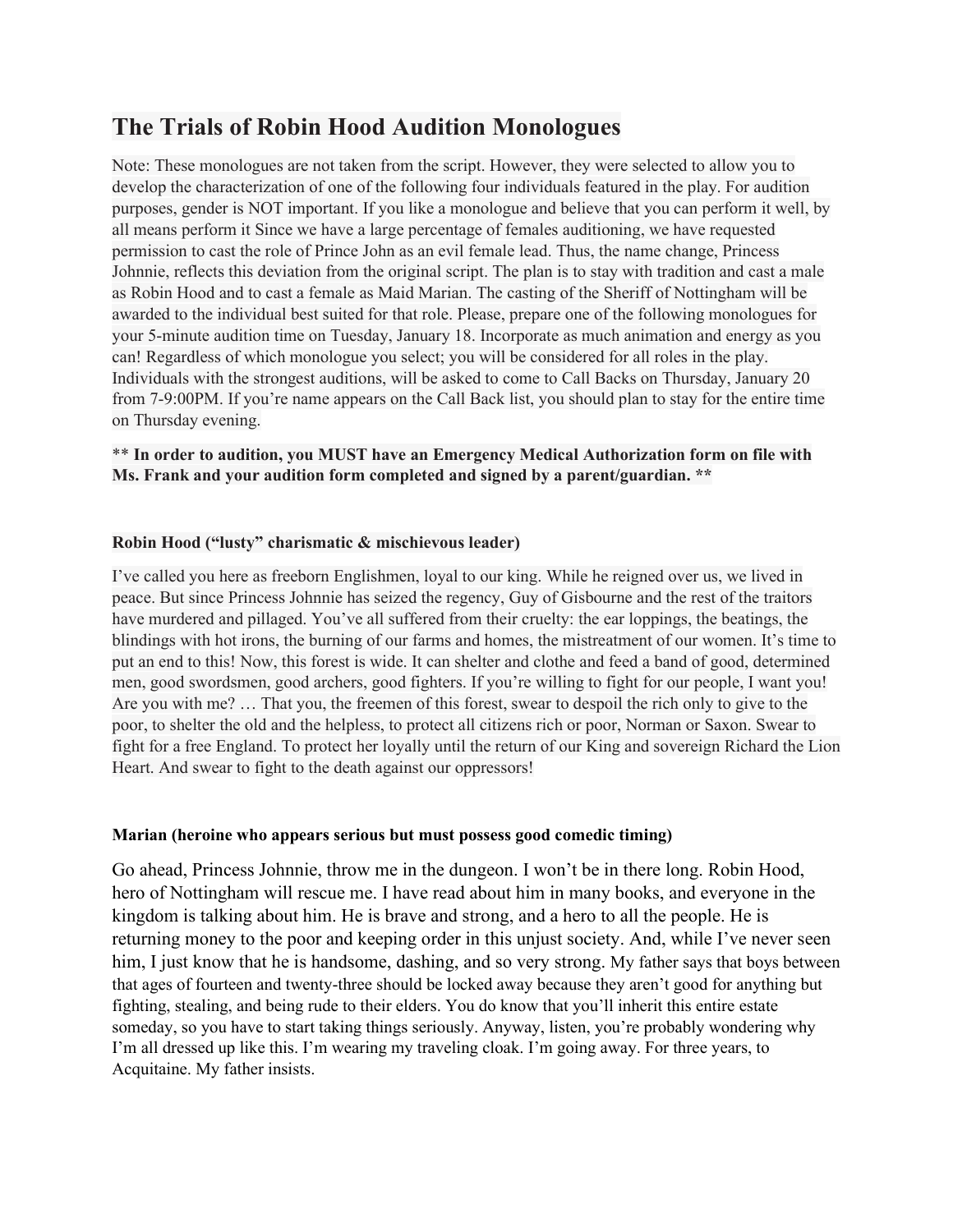# The Trials of Robin Hood Audition Monologues

Note: These monologues are not taken from the script. However, they were selected to allow you to develop the characterization of one of the following four individuals featured in the play. For audition purposes, gender is NOT important. If you like a monologue and believe that you can perform it well, by all means perform it Since we have a large percentage of females auditioning, we have requested permission to cast the role of Prince John as an evil female lead. Thus, the name change, Princess Johnnie, reflects this deviation from the original script. The plan is to stay with tradition and cast a male as Robin Hood and to cast a female as Maid Marian. The casting of the Sheriff of Nottingham will be awarded to the individual best suited for that role. Please, prepare one of the following monologues for your 5-minute audition time on Tuesday, January 18. Incorporate as much animation and energy as you can! Regardless of which monologue you select; you will be considered for all roles in the play. Individuals with the strongest auditions, will be asked to come to Call Backs on Thursday, January 20 from 7-9:00PM. If you're name appears on the Call Back list, you should plan to stay for the entire time on Thursday evening.

** **In order to audition, you MUST have an Emergency Medical Authorization form on file with Ms. Frank and your audition form completed and signed by a parent/guardian.** **

**Robin Hood ("lusty" charismatic & mischievous leader)**

I've called you here as freeborn Englishmen, loyal to our king. While he reigned over us, we lived in peace. But since Princess Johnnie has seized the regency, Guy of Gisbourne and the rest of the traitors have murdered and pillaged. You've all suffered from their cruelty: the ear loppings, the beatings, the blindings with hot irons, the burning of our farms and homes, the mistreatment of our women. It's time to put an end to this! Now, this forest is wide. It can shelter and clothe and feed a band of good, determined men, good swordsmen, good archers, good fighters. If you're willing to fight for our people, I want you! Are you with me? … That you, the freemen of this forest, swear to despoil the rich only to give to the poor, to shelter the old and the helpless, to protect all citizens rich or poor, Norman or Saxon. Swear to fight for a free England. To protect her loyally until the return of our King and sovereign Richard the Lion Heart. And swear to fight to the death against our oppressors!

**Marian (heroine who appears serious but must possess good comedic timing)**

Go ahead, Princess Johnnie, throw me in the dungeon. I won't be in there long. Robin Hood, hero of Nottingham will rescue me. I have read about him in many books, and everyone in the kingdom is talking about him. He is brave and strong, and a hero to all the people. He is returning money to the poor and keeping order in this unjust society. And, while I've never seen him, I just know that he is handsome, dashing, and so very strong. My father says that boys between that ages of fourteen and twenty-three should be locked away because they aren't good for anything but fighting, stealing, and being rude to their elders. You do know that you'll inherit this entire estate someday, so you have to start taking things seriously. Anyway, listen, you're probably wondering why I'm all dressed up like this. I'm wearing my traveling cloak. I'm going away. For three years, to Acquitaine. My father insists.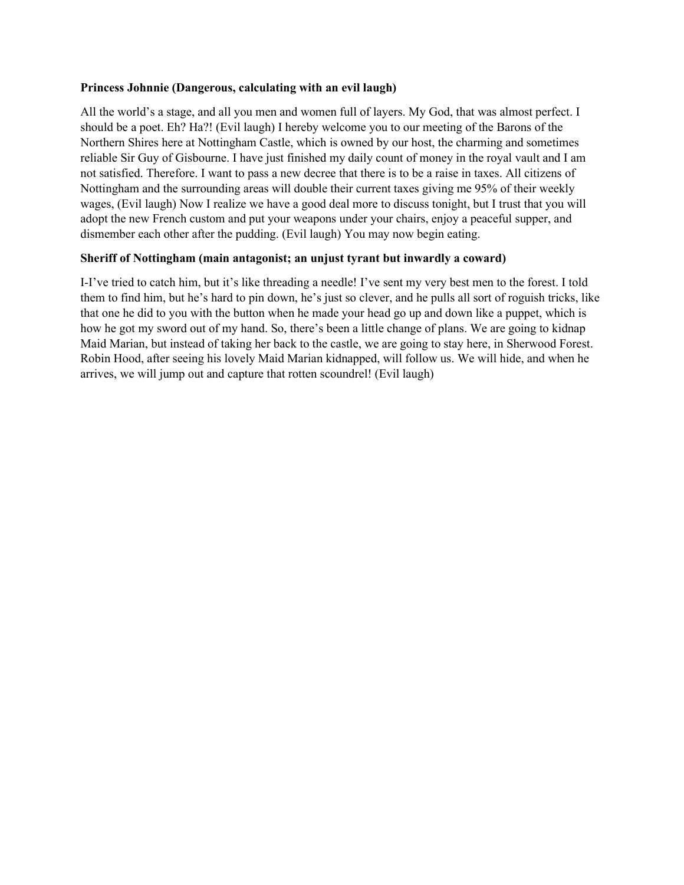**Princess Johnnie (Dangerous, calculating with an evil laugh)**

All the world's a stage, and all you men and women full of layers. My God, that was almost perfect. I should be a poet. Eh? Ha?! (Evil laugh) I hereby welcome you to our meeting of the Barons of the Northern Shires here at Nottingham Castle, which is owned by our host, the charming and sometimes reliable Sir Guy of Gisbourne. I have just finished my daily count of money in the royal vault and I am not satisfied. Therefore. I want to pass a new decree that there is to be a raise in taxes. All citizens of Nottingham and the surrounding areas will double their current taxes giving me 95% of their weekly wages, (Evil laugh) Now I realize we have a good deal more to discuss tonight, but I trust that you will adopt the new French custom and put your weapons under your chairs, enjoy a peaceful supper, and dismember each other after the pudding. (Evil laugh) You may now begin eating.

**Sheriff of Nottingham (main antagonist; an unjust tyrant but inwardly a coward)**

I-I've tried to catch him, but it's like threading a needle! I've sent my very best men to the forest. I told them to find him, but he's hard to pin down, he's just so clever, and he pulls all sort of roguish tricks, like that one he did to you with the button when he made your head go up and down like a puppet, which is how he got my sword out of my hand. So, there's been a little change of plans. We are going to kidnap Maid Marian, but instead of taking her back to the castle, we are going to stay here, in Sherwood Forest. Robin Hood, after seeing his lovely Maid Marian kidnapped, will follow us. We will hide, and when he arrives, we will jump out and capture that rotten scoundrel! (Evil laugh)